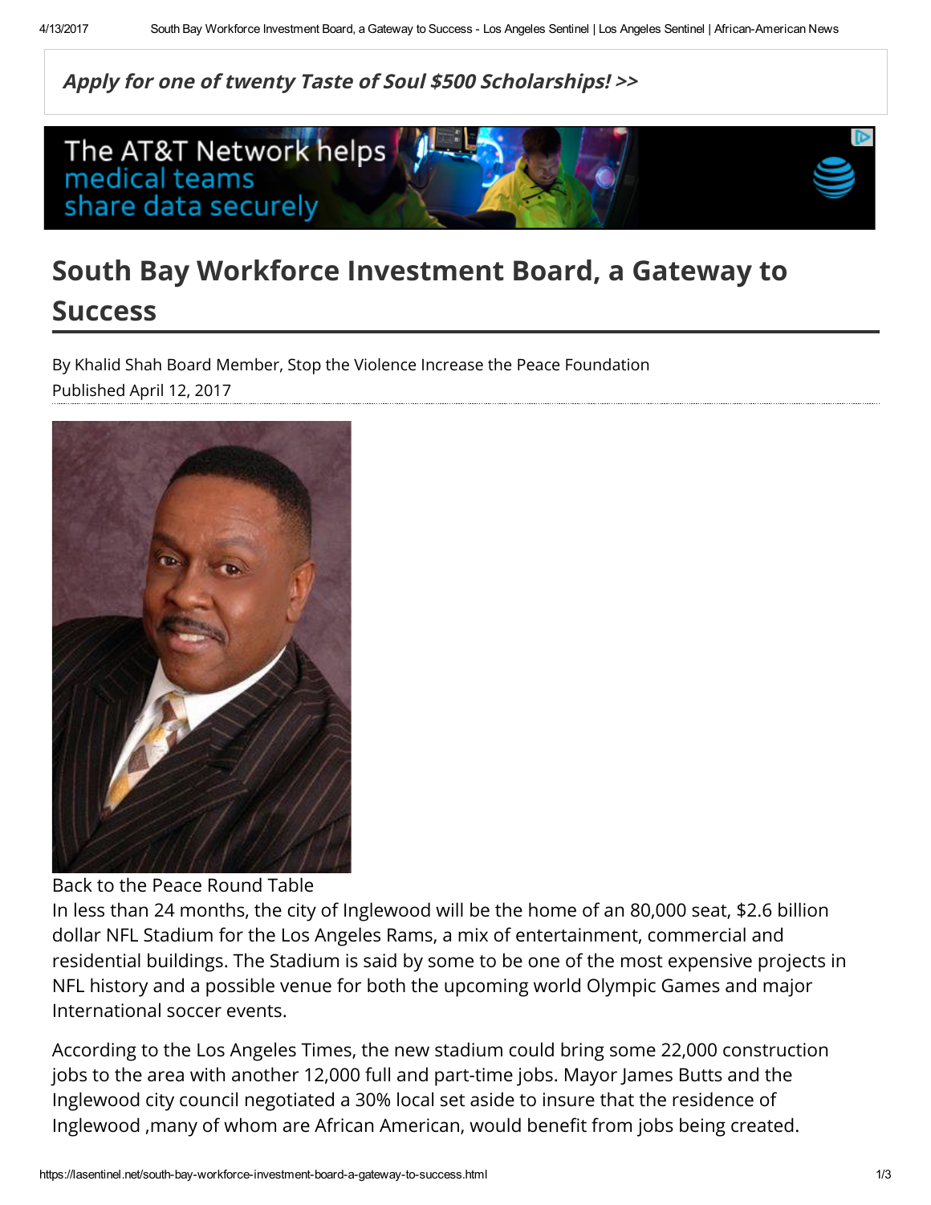*Apply for one of twenty Taste of Soul $500 Scholarships! >>*

# South Bay Workforce Investment Board, a Gateway to Success

By Khalid Shah Board Member, Stop the Violence Increase the Peace Foundation
Published April 12, 2017

Back to the Peace Round Table

In less than 24 months, the city of Inglewood will be the home of an 80,000 seat, $2.6 billion dollar NFL Stadium for the Los Angeles Rams, a mix of entertainment, commercial and residential buildings. The Stadium is said by some to be one of the most expensive projects in NFL history and a possible venue for both the upcoming world Olympic Games and major International soccer events.

According to the Los Angeles Times, the new stadium could bring some 22,000 construction jobs to the area with another 12,000 full and part-time jobs. Mayor James Butts and the Inglewood city council negotiated a 30% local set aside to insure that the residence of Inglewood ,many of whom are African American, would benefit from jobs being created.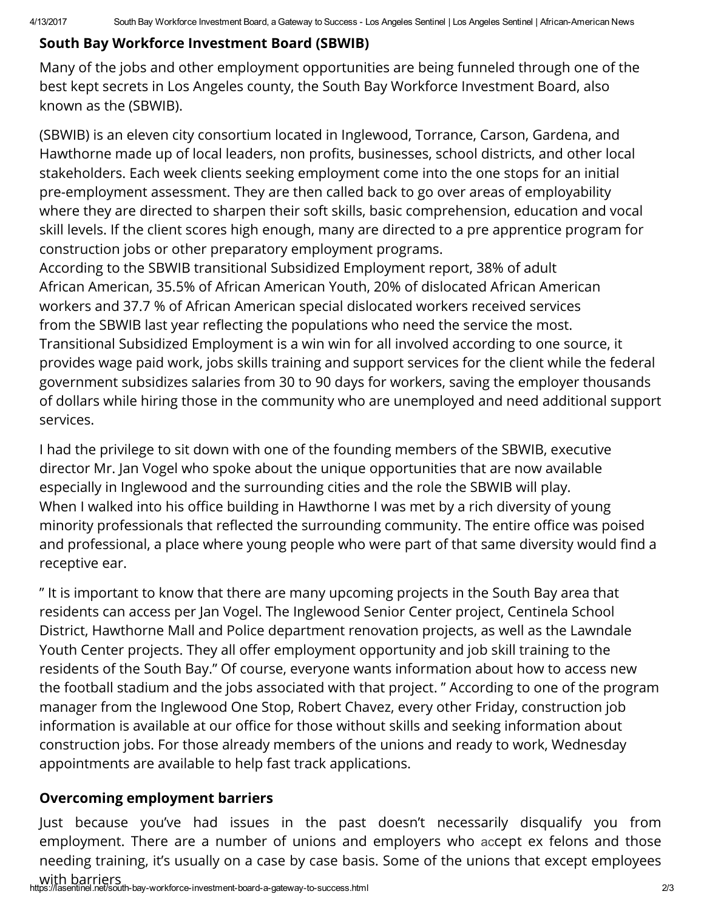## South Bay Workforce Investment Board (SBWIB)

Many of the jobs and other employment opportunities are being funneled through one of the best kept secrets in Los Angeles county, the South Bay Workforce Investment Board, also known as the (SBWIB).

(SBWIB) is an eleven city consortium located in Inglewood, Torrance, Carson, Gardena, and Hawthorne made up of local leaders, non profits, businesses, school districts, and other local stakeholders. Each week clients seeking employment come into the one stops for an initial pre-employment assessment. They are then called back to go over areas of employability where they are directed to sharpen their soft skills, basic comprehension, education and vocal skill levels. If the client scores high enough, many are directed to a pre apprentice program for construction jobs or other preparatory employment programs.
According to the SBWIB transitional Subsidized Employment report, 38% of adult African American, 35.5% of African American Youth, 20% of dislocated African American workers and 37.7 % of African American special dislocated workers received services from the SBWIB last year reflecting the populations who need the service the most. Transitional Subsidized Employment is a win win for all involved according to one source, it provides wage paid work, jobs skills training and support services for the client while the federal government subsidizes salaries from 30 to 90 days for workers, saving the employer thousands of dollars while hiring those in the community who are unemployed and need additional support services.

I had the privilege to sit down with one of the founding members of the SBWIB, executive director Mr. Jan Vogel who spoke about the unique opportunities that are now available especially in Inglewood and the surrounding cities and the role the SBWIB will play.
When I walked into his office building in Hawthorne I was met by a rich diversity of young minority professionals that reflected the surrounding community. The entire office was poised and professional, a place where young people who were part of that same diversity would find a receptive ear.

" It is important to know that there are many upcoming projects in the South Bay area that residents can access per Jan Vogel. The Inglewood Senior Center project, Centinela School District, Hawthorne Mall and Police department renovation projects, as well as the Lawndale Youth Center projects. They all offer employment opportunity and job skill training to the residents of the South Bay." Of course, everyone wants information about how to access new the football stadium and the jobs associated with that project. " According to one of the program manager from the Inglewood One Stop, Robert Chavez, every other Friday, construction job information is available at our office for those without skills and seeking information about construction jobs. For those already members of the unions and ready to work, Wednesday appointments are available to help fast track applications.

## Overcoming employment barriers

Just because you've had issues in the past doesn't necessarily disqualify you from employment. There are a number of unions and employers who accept ex felons and those needing training, it's usually on a case by case basis. Some of the unions that except employees with barriers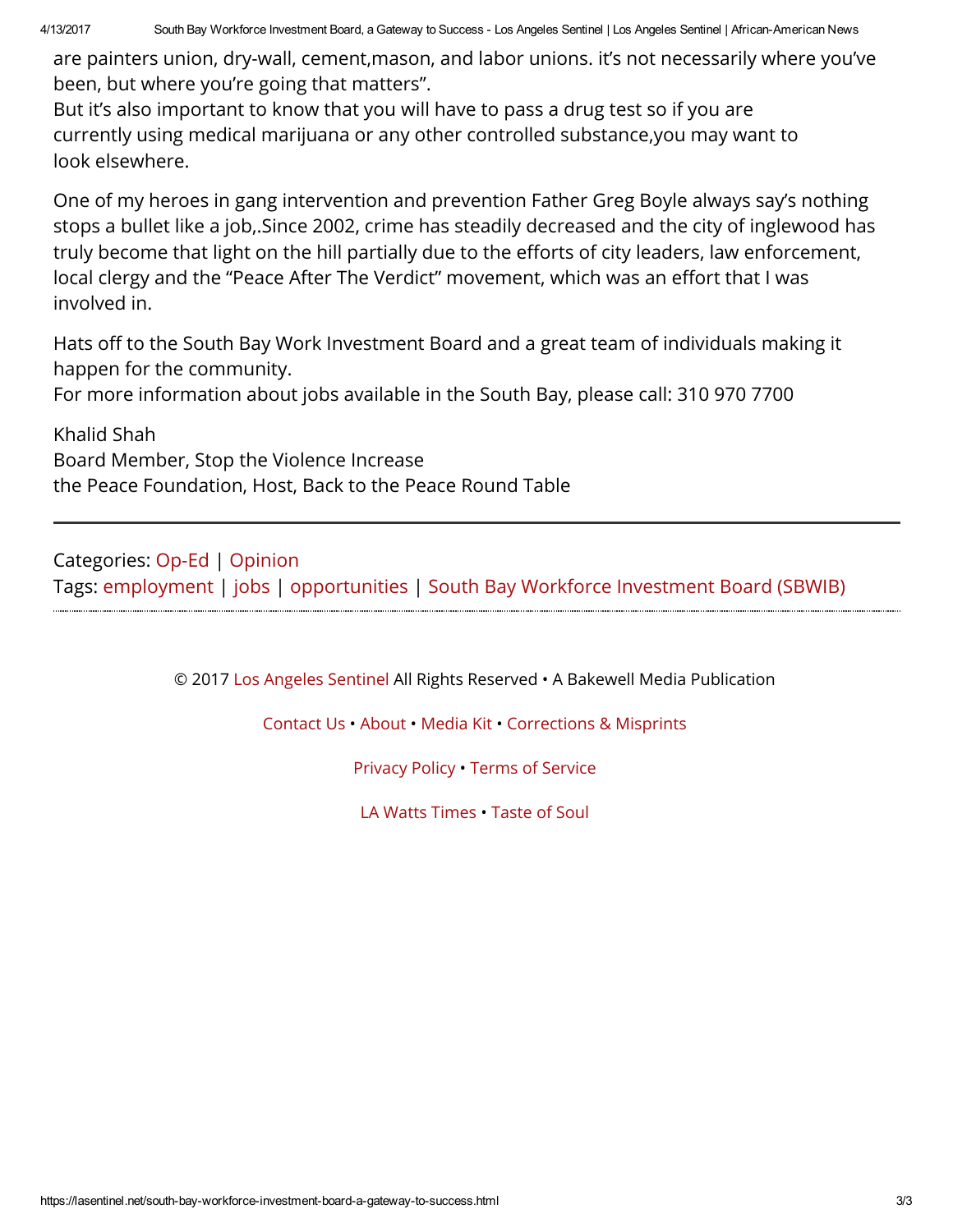are painters union, dry-wall, cement,mason, and labor unions. it's not necessarily where you've been, but where you're going that matters".
But it's also important to know that you will have to pass a drug test so if you are currently using medical marijuana or any other controlled substance,you may want to look elsewhere.

One of my heroes in gang intervention and prevention Father Greg Boyle always say's nothing stops a bullet like a job,.Since 2002, crime has steadily decreased and the city of inglewood has truly become that light on the hill partially due to the efforts of city leaders, law enforcement, local clergy and the "Peace After The Verdict" movement, which was an effort that I was involved in.

Hats off to the South Bay Work Investment Board and a great team of individuals making it happen for the community.
For more information about jobs available in the South Bay, please call: 310 970 7700

Khalid Shah
Board Member, Stop the Violence Increase
the Peace Foundation, Host, Back to the Peace Round Table

---

Categories: Op-Ed | Opinion
Tags: employment | jobs | opportunities | South Bay Workforce Investment Board (SBWIB)

© 2017 Los Angeles Sentinel All Rights Reserved • A Bakewell Media Publication

Contact Us • About • Media Kit • Corrections & Misprints

Privacy Policy • Terms of Service

LA Watts Times • Taste of Soul